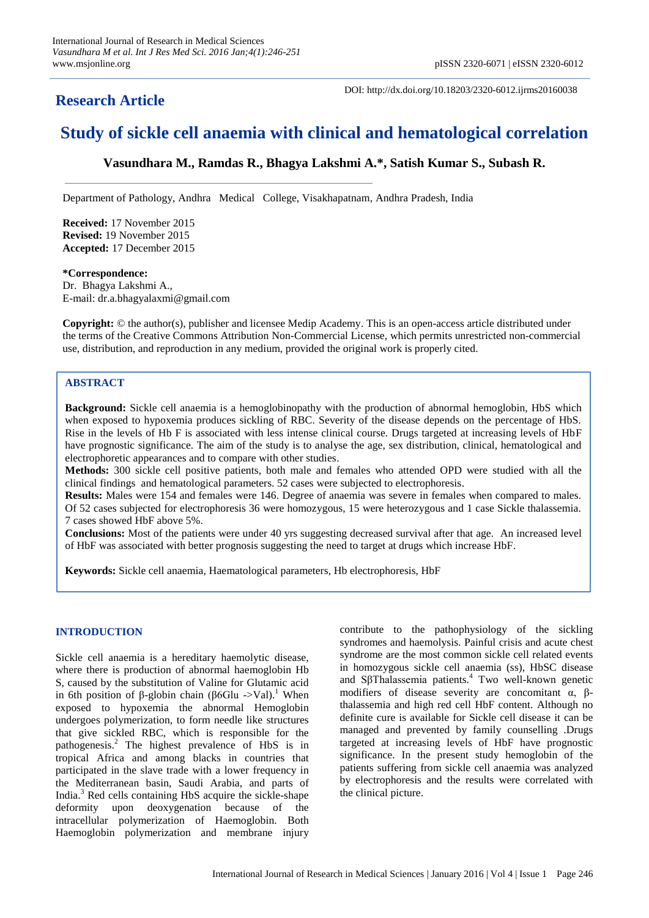# Research Article

DOI: http://dx.doi.org/10.18203/2320-6012.ijrms20160038

# Study of sickle cell anaemia with clinical and hematological correlation

**Vasundhara M., Ramdas R., Bhagya Lakshmi A.\*, Satish Kumar S., Subash R.**

Department of Pathology, Andhra Medical College, Visakhapatnam, Andhra Pradesh, India

**Received:** 17 November 2015
**Revised:** 19 November 2015
**Accepted:** 17 December 2015

**\*Correspondence:**
Dr. Bhagya Lakshmi A.,
E-mail: dr.a.bhagyalaxmi@gmail.com

**Copyright:** © the author(s), publisher and licensee Medip Academy. This is an open-access article distributed under the terms of the Creative Commons Attribution Non-Commercial License, which permits unrestricted non-commercial use, distribution, and reproduction in any medium, provided the original work is properly cited.

## ABSTRACT

**Background:** Sickle cell anaemia is a hemoglobinopathy with the production of abnormal hemoglobin, HbS which when exposed to hypoxemia produces sickling of RBC. Severity of the disease depends on the percentage of HbS. Rise in the levels of Hb F is associated with less intense clinical course. Drugs targeted at increasing levels of HbF have prognostic significance. The aim of the study is to analyse the age, sex distribution, clinical, hematological and electrophoretic appearances and to compare with other studies.

**Methods:** 300 sickle cell positive patients, both male and females who attended OPD were studied with all the clinical findings and hematological parameters. 52 cases were subjected to electrophoresis.

**Results:** Males were 154 and females were 146. Degree of anaemia was severe in females when compared to males. Of 52 cases subjected for electrophoresis 36 were homozygous, 15 were heterozygous and 1 case Sickle thalassemia. 7 cases showed HbF above 5%.

**Conclusions:** Most of the patients were under 40 yrs suggesting decreased survival after that age. An increased level of HbF was associated with better prognosis suggesting the need to target at drugs which increase HbF.

**Keywords:** Sickle cell anaemia, Haematological parameters, Hb electrophoresis, HbF

## INTRODUCTION

Sickle cell anaemia is a hereditary haemolytic disease, where there is production of abnormal haemoglobin Hb S, caused by the substitution of Valine for Glutamic acid in 6th position of β-globin chain (β6Glu ->Val).[1] When exposed to hypoxemia the abnormal Hemoglobin undergoes polymerization, to form needle like structures that give sickled RBC, which is responsible for the pathogenesis.[2] The highest prevalence of HbS is in tropical Africa and among blacks in countries that participated in the slave trade with a lower frequency in the Mediterranean basin, Saudi Arabia, and parts of India.[3] Red cells containing HbS acquire the sickle-shape deformity upon deoxygenation because of the intracellular polymerization of Haemoglobin. Both Haemoglobin polymerization and membrane injury contribute to the pathophysiology of the sickling syndromes and haemolysis. Painful crisis and acute chest syndrome are the most common sickle cell related events in homozygous sickle cell anaemia (ss), HbSC disease and SβThalassemia patients.[4] Two well-known genetic modifiers of disease severity are concomitant α, β-thalassemia and high red cell HbF content. Although no definite cure is available for Sickle cell disease it can be managed and prevented by family counselling .Drugs targeted at increasing levels of HbF have prognostic significance. In the present study hemoglobin of the patients suffering from sickle cell anaemia was analyzed by electrophoresis and the results were correlated with the clinical picture.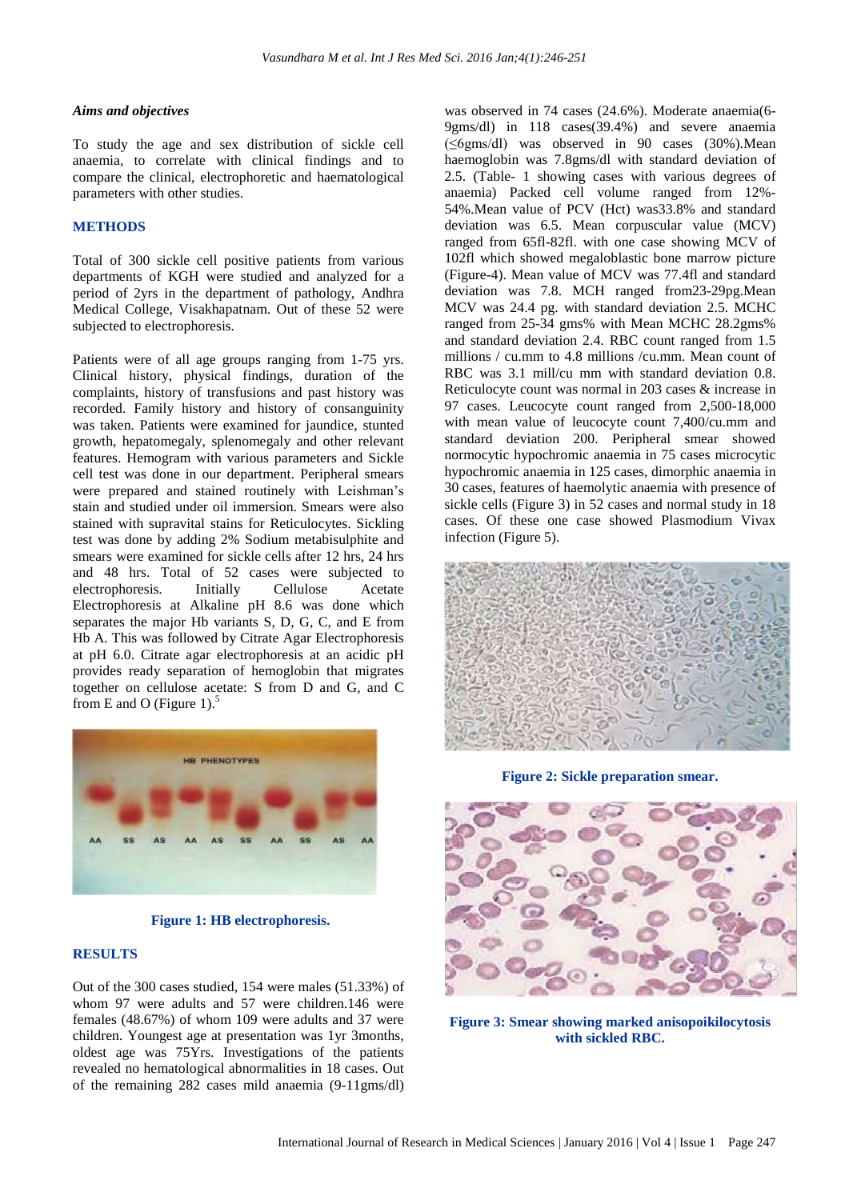### *Aims and objectives*

To study the age and sex distribution of sickle cell anaemia, to correlate with clinical findings and to compare the clinical, electrophoretic and haematological parameters with other studies.

## METHODS

Total of 300 sickle cell positive patients from various departments of KGH were studied and analyzed for a period of 2yrs in the department of pathology, Andhra Medical College, Visakhapatnam. Out of these 52 were subjected to electrophoresis.

Patients were of all age groups ranging from 1-75 yrs. Clinical history, physical findings, duration of the complaints, history of transfusions and past history was recorded. Family history and history of consanguinity was taken. Patients were examined for jaundice, stunted growth, hepatomegaly, splenomegaly and other relevant features. Hemogram with various parameters and Sickle cell test was done in our department. Peripheral smears were prepared and stained routinely with Leishman's stain and studied under oil immersion. Smears were also stained with supravital stains for Reticulocytes. Sickling test was done by adding 2% Sodium metabisulphite and smears were examined for sickle cells after 12 hrs, 24 hrs and 48 hrs. Total of 52 cases were subjected to electrophoresis. Initially Cellulose Acetate Electrophoresis at Alkaline pH 8.6 was done which separates the major Hb variants S, D, G, C, and E from Hb A. This was followed by Citrate Agar Electrophoresis at pH 6.0. Citrate agar electrophoresis at an acidic pH provides ready separation of hemoglobin that migrates together on cellulose acetate: S from D and G, and C from E and O (Figure 1).[5]

Figure 1: HB electrophoresis.

## RESULTS

Out of the 300 cases studied, 154 were males (51.33%) of whom 97 were adults and 57 were children.146 were females (48.67%) of whom 109 were adults and 37 were children. Youngest age at presentation was 1yr 3months, oldest age was 75Yrs. Investigations of the patients revealed no hematological abnormalities in 18 cases. Out of the remaining 282 cases mild anaemia (9-11gms/dl) was observed in 74 cases (24.6%). Moderate anaemia(6-9gms/dl) in 118 cases(39.4%) and severe anaemia (≤6gms/dl) was observed in 90 cases (30%).Mean haemoglobin was 7.8gms/dl with standard deviation of 2.5. (Table- 1 showing cases with various degrees of anaemia) Packed cell volume ranged from 12%-54%.Mean value of PCV (Hct) was33.8% and standard deviation was 6.5. Mean corpuscular value (MCV) ranged from 65fl-82fl. with one case showing MCV of 102fl which showed megaloblastic bone marrow picture (Figure-4). Mean value of MCV was 77.4fl and standard deviation was 7.8. MCH ranged from23-29pg.Mean MCV was 24.4 pg. with standard deviation 2.5. MCHC ranged from 25-34 gms% with Mean MCHC 28.2gms% and standard deviation 2.4. RBC count ranged from 1.5 millions / cu.mm to 4.8 millions /cu.mm. Mean count of RBC was 3.1 mill/cu mm with standard deviation 0.8. Reticulocyte count was normal in 203 cases & increase in 97 cases. Leucocyte count ranged from 2,500-18,000 with mean value of leucocyte count 7,400/cu.mm and standard deviation 200. Peripheral smear showed normocytic hypochromic anaemia in 75 cases microcytic hypochromic anaemia in 125 cases, dimorphic anaemia in 30 cases, features of haemolytic anaemia with presence of sickle cells (Figure 3) in 52 cases and normal study in 18 cases. Of these one case showed Plasmodium Vivax infection (Figure 5).

Figure 2: Sickle preparation smear.

Figure 3: Smear showing marked anisopoikilocytosis with sickled RBC.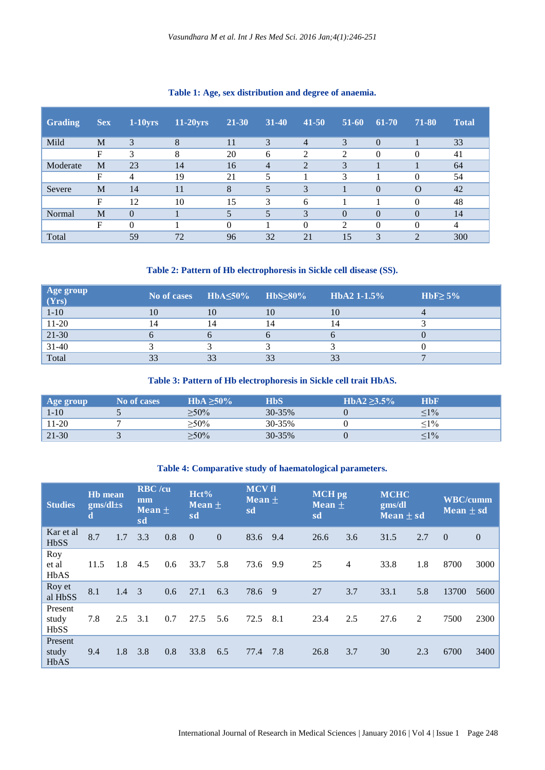**Table 1: Age, sex distribution and degree of anaemia.**

| Grading | Sex | 1-10yrs | 11-20yrs | 21-30 | 31-40 | 41-50 | 51-60 | 61-70 | 71-80 | Total |
|---|---|---|---|---|---|---|---|---|---|---|
| Mild | M | 3 | 8 | 11 | 3 | 4 | 3 | 0 | 1 | 33 |
| | F | 3 | 8 | 20 | 6 | 2 | 2 | 0 | 0 | 41 |
| Moderate | M | 23 | 14 | 16 | 4 | 2 | 3 | 1 | 1 | 64 |
| | F | 4 | 19 | 21 | 5 | 1 | 3 | 1 | 0 | 54 |
| Severe | M | 14 | 11 | 8 | 5 | 3 | 1 | 0 | O | 42 |
| | F | 12 | 10 | 15 | 3 | 6 | 1 | 1 | 0 | 48 |
| Normal | M | 0 | 1 | 5 | 5 | 3 | 0 | 0 | 0 | 14 |
| | F | 0 | 1 | 0 | 1 | 0 | 2 | 0 | 0 | 4 |
| Total | | 59 | 72 | 96 | 32 | 21 | 15 | 3 | 2 | 300 |

**Table 2: Pattern of Hb electrophoresis in Sickle cell disease (SS).**

| Age group (Yrs) | No of cases | HbA≤50% | HbS≥80% | HbA2 1-1.5% | HbF≥ 5% |
|---|---|---|---|---|---|
| 1-10 | 10 | 10 | 10 | 10 | 4 |
| 11-20 | 14 | 14 | 14 | 14 | 3 |
| 21-30 | 6 | 6 | 6 | 6 | 0 |
| 31-40 | 3 | 3 | 3 | 3 | 0 |
| Total | 33 | 33 | 33 | 33 | 7 |

**Table 3: Pattern of Hb electrophoresis in Sickle cell trait HbAS.**

| Age group | No of cases | HbA ≥50% | HbS | HbA2 ≥3.5% | HbF |
|---|---|---|---|---|---|
| 1-10 | 5 | ≥50% | 30-35% | 0 | ≤1% |
| 11-20 | 7 | ≥50% | 30-35% | 0 | ≤1% |
| 21-30 | 3 | ≥50% | 30-35% | 0 | ≤1% |

**Table 4: Comparative study of haematological parameters.**

| Studies | Hb mean gms/dl±sd | | RBC /cu mm Mean ± sd | | Hct% Mean ± sd | | MCV fl Mean ± sd | | MCH pg Mean ± sd | | MCHC gms/dl Mean ± sd | | WBC/cumm Mean ± sd | |
|---|---|---|---|---|---|---|---|---|---|---|---|---|---|---|
| Kar et al HbSS | 8.7 | 1.7 | 3.3 | 0.8 | 0 | 0 | 83.6 | 9.4 | 26.6 | 3.6 | 31.5 | 2.7 | 0 | 0 |
| Roy et al HbAS | 11.5 | 1.8 | 4.5 | 0.6 | 33.7 | 5.8 | 73.6 | 9.9 | 25 | 4 | 33.8 | 1.8 | 8700 | 3000 |
| Roy et al HbSS | 8.1 | 1.4 | 3 | 0.6 | 27.1 | 6.3 | 78.6 | 9 | 27 | 3.7 | 33.1 | 5.8 | 13700 | 5600 |
| Present study HbSS | 7.8 | 2.5 | 3.1 | 0.7 | 27.5 | 5.6 | 72.5 | 8.1 | 23.4 | 2.5 | 27.6 | 2 | 7500 | 2300 |
| Present study HbAS | 9.4 | 1.8 | 3.8 | 0.8 | 33.8 | 6.5 | 77.4 | 7.8 | 26.8 | 3.7 | 30 | 2.3 | 6700 | 3400 |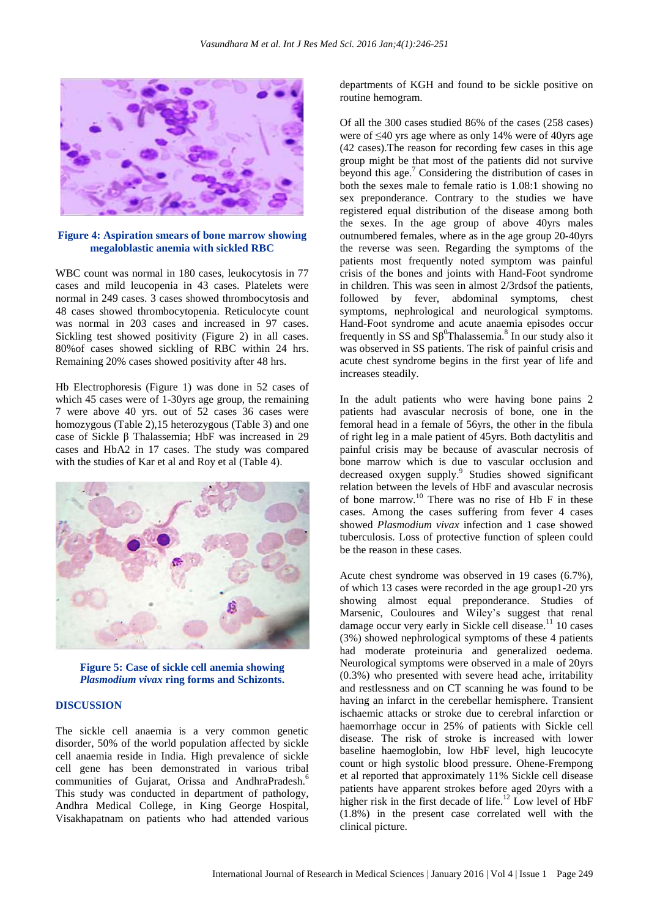**Figure 4: Aspiration smears of bone marrow showing megaloblastic anemia with sickled RBC**

WBC count was normal in 180 cases, leukocytosis in 77 cases and mild leucopenia in 43 cases. Platelets were normal in 249 cases. 3 cases showed thrombocytosis and 48 cases showed thrombocytopenia. Reticulocyte count was normal in 203 cases and increased in 97 cases. Sickling test showed positivity (Figure 2) in all cases. 80%of cases showed sickling of RBC within 24 hrs. Remaining 20% cases showed positivity after 48 hrs.

Hb Electrophoresis (Figure 1) was done in 52 cases of which 45 cases were of 1-30yrs age group, the remaining 7 were above 40 yrs. out of 52 cases 36 cases were homozygous (Table 2),15 heterozygous (Table 3) and one case of Sickle β Thalassemia; HbF was increased in 29 cases and HbA2 in 17 cases. The study was compared with the studies of Kar et al and Roy et al (Table 4).

**Figure 5: Case of sickle cell anemia showing *Plasmodium vivax* ring forms and Schizonts.**

## DISCUSSION

The sickle cell anaemia is a very common genetic disorder, 50% of the world population affected by sickle cell anaemia reside in India. High prevalence of sickle cell gene has been demonstrated in various tribal communities of Gujarat, Orissa and AndhraPradesh.[6] This study was conducted in department of pathology, Andhra Medical College, in King George Hospital, Visakhapatnam on patients who had attended various departments of KGH and found to be sickle positive on routine hemogram.

Of all the 300 cases studied 86% of the cases (258 cases) were of ≤40 yrs age where as only 14% were of 40yrs age (42 cases).The reason for recording few cases in this age group might be that most of the patients did not survive beyond this age.[7] Considering the distribution of cases in both the sexes male to female ratio is 1.08:1 showing no sex preponderance. Contrary to the studies we have registered equal distribution of the disease among both the sexes. In the age group of above 40yrs males outnumbered females, where as in the age group 20-40yrs the reverse was seen. Regarding the symptoms of the patients most frequently noted symptom was painful crisis of the bones and joints with Hand-Foot syndrome in children. This was seen in almost 2/3rdsof the patients, followed by fever, abdominal symptoms, chest symptoms, nephrological and neurological symptoms. Hand-Foot syndrome and acute anaemia episodes occur frequently in SS and $S\beta^0$Thalassemia.[8] In our study also it was observed in SS patients. The risk of painful crisis and acute chest syndrome begins in the first year of life and increases steadily.

In the adult patients who were having bone pains 2 patients had avascular necrosis of bone, one in the femoral head in a female of 56yrs, the other in the fibula of right leg in a male patient of 45yrs. Both dactylitis and painful crisis may be because of avascular necrosis of bone marrow which is due to vascular occlusion and decreased oxygen supply.[9] Studies showed significant relation between the levels of HbF and avascular necrosis of bone marrow.[10] There was no rise of Hb F in these cases. Among the cases suffering from fever 4 cases showed *Plasmodium vivax* infection and 1 case showed tuberculosis. Loss of protective function of spleen could be the reason in these cases.

Acute chest syndrome was observed in 19 cases (6.7%), of which 13 cases were recorded in the age group1-20 yrs showing almost equal preponderance. Studies of Marsenic, Couloures and Wiley's suggest that renal damage occur very early in Sickle cell disease.[11] 10 cases (3%) showed nephrological symptoms of these 4 patients had moderate proteinuria and generalized oedema. Neurological symptoms were observed in a male of 20yrs (0.3%) who presented with severe head ache, irritability and restlessness and on CT scanning he was found to be having an infarct in the cerebellar hemisphere. Transient ischaemic attacks or stroke due to cerebral infarction or haemorrhage occur in 25% of patients with Sickle cell disease. The risk of stroke is increased with lower baseline haemoglobin, low HbF level, high leucocyte count or high systolic blood pressure. Ohene-Frempong et al reported that approximately 11% Sickle cell disease patients have apparent strokes before aged 20yrs with a higher risk in the first decade of life.[12] Low level of HbF (1.8%) in the present case correlated well with the clinical picture.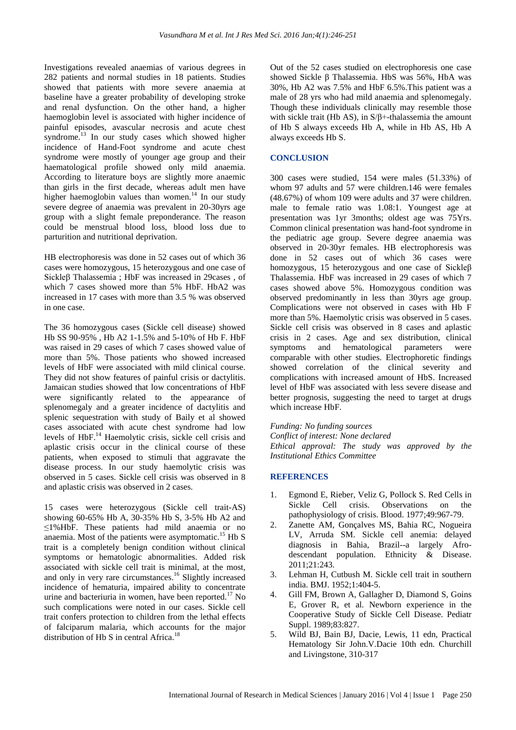Investigations revealed anaemias of various degrees in 282 patients and normal studies in 18 patients. Studies showed that patients with more severe anaemia at baseline have a greater probability of developing stroke and renal dysfunction. On the other hand, a higher haemoglobin level is associated with higher incidence of painful episodes, avascular necrosis and acute chest syndrome.[13] In our study cases which showed higher incidence of Hand-Foot syndrome and acute chest syndrome were mostly of younger age group and their haematological profile showed only mild anaemia. According to literature boys are slightly more anaemic than girls in the first decade, whereas adult men have higher haemoglobin values than women.[14] In our study severe degree of anaemia was prevalent in 20-30yrs age group with a slight female preponderance. The reason could be menstrual blood loss, blood loss due to parturition and nutritional deprivation.

HB electrophoresis was done in 52 cases out of which 36 cases were homozygous, 15 heterozygous and one case of Sickleβ Thalassemia ; HbF was increased in 29cases , of which 7 cases showed more than 5% HbF. HbA2 was increased in 17 cases with more than 3.5 % was observed in one case.

The 36 homozygous cases (Sickle cell disease) showed Hb SS 90-95% , Hb A2 1-1.5% and 5-10% of Hb F. HbF was raised in 29 cases of which 7 cases showed value of more than 5%. Those patients who showed increased levels of HbF were associated with mild clinical course. They did not show features of painful crisis or dactylitis. Jamaican studies showed that low concentrations of HbF were significantly related to the appearance of splenomegaly and a greater incidence of dactylitis and splenic sequestration with study of Baily et al showed cases associated with acute chest syndrome had low levels of HbF.[14] Haemolytic crisis, sickle cell crisis and aplastic crisis occur in the clinical course of these patients, when exposed to stimuli that aggravate the disease process. In our study haemolytic crisis was observed in 5 cases. Sickle cell crisis was observed in 8 and aplastic crisis was observed in 2 cases.

15 cases were heterozygous (Sickle cell trait-AS) showing 60-65% Hb A, 30-35% Hb S, 3-5% Hb A2 and ≤1%HbF. These patients had mild anaemia or no anaemia. Most of the patients were asymptomatic.[15] Hb S trait is a completely benign condition without clinical symptoms or hematologic abnormalities. Added risk associated with sickle cell trait is minimal, at the most, and only in very rare circumstances.[16] Slightly increased incidence of hematuria, impaired ability to concentrate urine and bacteriuria in women, have been reported.[17] No such complications were noted in our cases. Sickle cell trait confers protection to children from the lethal effects of falciparum malaria, which accounts for the major distribution of Hb S in central Africa.[18]

Out of the 52 cases studied on electrophoresis one case showed Sickle β Thalassemia. HbS was 56%, HbA was 30%, Hb A2 was 7.5% and HbF 6.5%.This patient was a male of 28 yrs who had mild anaemia and splenomegaly. Though these individuals clinically may resemble those with sickle trait (Hb AS), in S/β+-thalassemia the amount of Hb S always exceeds Hb A, while in Hb AS, Hb A always exceeds Hb S.

## CONCLUSION

300 cases were studied, 154 were males (51.33%) of whom 97 adults and 57 were children.146 were females (48.67%) of whom 109 were adults and 37 were children. male to female ratio was 1.08:1. Youngest age at presentation was 1yr 3months; oldest age was 75Yrs. Common clinical presentation was hand-foot syndrome in the pediatric age group. Severe degree anaemia was observed in 20-30yr females. HB electrophoresis was done in 52 cases out of which 36 cases were homozygous, 15 heterozygous and one case of Sickleβ Thalassemia. HbF was increased in 29 cases of which 7 cases showed above 5%. Homozygous condition was observed predominantly in less than 30yrs age group. Complications were not observed in cases with Hb F more than 5%. Haemolytic crisis was observed in 5 cases. Sickle cell crisis was observed in 8 cases and aplastic crisis in 2 cases. Age and sex distribution, clinical symptoms and hematological parameters were comparable with other studies. Electrophoretic findings showed correlation of the clinical severity and complications with increased amount of HbS. Increased level of HbF was associated with less severe disease and better prognosis, suggesting the need to target at drugs which increase HbF.

*Funding: No funding sources*
*Conflict of interest: None declared*
*Ethical approval: The study was approved by the Institutional Ethics Committee*

## REFERENCES

1. Egmond E, Rieber, Veliz G, Pollock S. Red Cells in Sickle Cell crisis. Observations on the pathophysiology of crisis. Blood. 1977;49:967-79.
2. Zanette AM, Gonçalves MS, Bahia RC, Nogueira LV, Arruda SM. Sickle cell anemia: delayed diagnosis in Bahia, Brazil--a largely Afro-descendant population. Ethnicity & Disease. 2011;21:243.
3. Lehman H, Cutbush M. Sickle cell trait in southern india. BMJ. 1952;1:404-5.
4. Gill FM, Brown A, Gallagher D, Diamond S, Goins E, Grover R, et al. Newborn experience in the Cooperative Study of Sickle Cell Disease. Pediatr Suppl. 1989;83:827.
5. Wild BJ, Bain BJ, Dacie, Lewis, 11 edn, Practical Hematology Sir John.V.Dacie 10th edn. Churchill and Livingstone, 310-317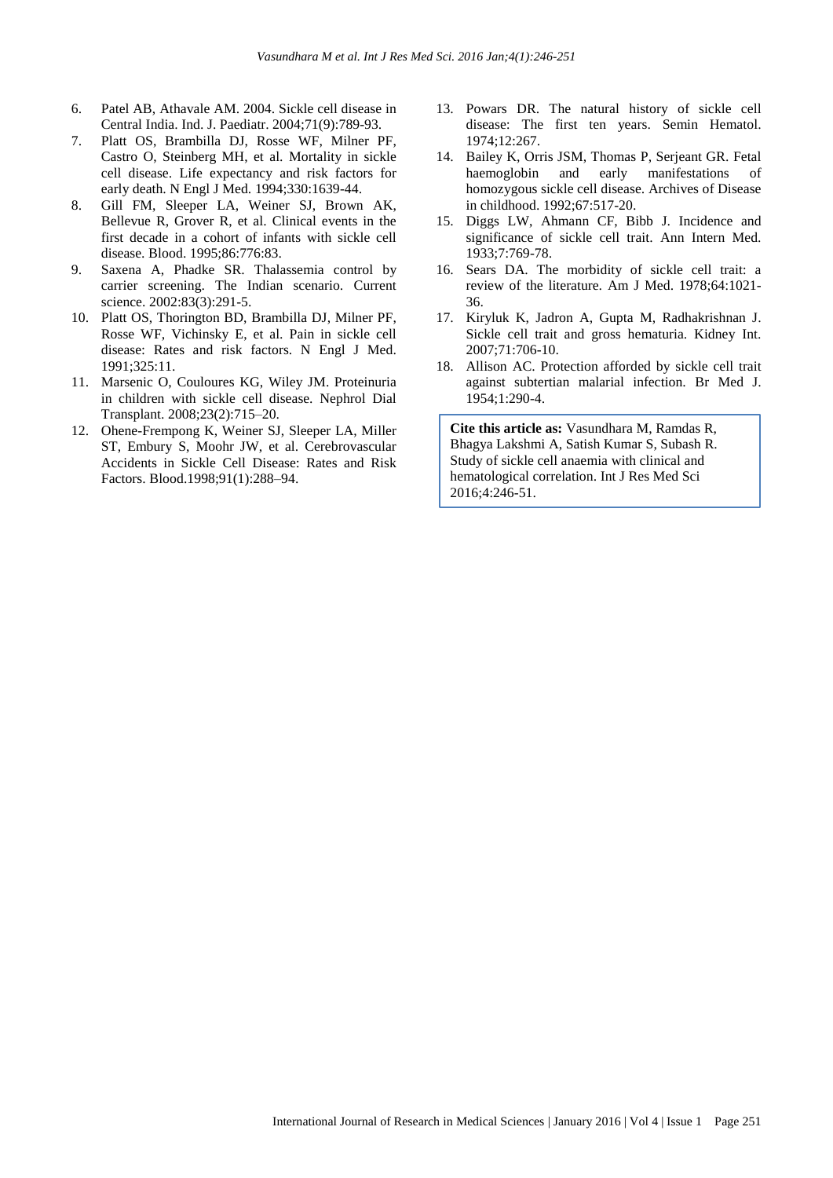6. Patel AB, Athavale AM. 2004. Sickle cell disease in Central India. Ind. J. Paediatr. 2004;71(9):789-93.
7. Platt OS, Brambilla DJ, Rosse WF, Milner PF, Castro O, Steinberg MH, et al. Mortality in sickle cell disease. Life expectancy and risk factors for early death. N Engl J Med. 1994;330:1639-44.
8. Gill FM, Sleeper LA, Weiner SJ, Brown AK, Bellevue R, Grover R, et al. Clinical events in the first decade in a cohort of infants with sickle cell disease. Blood. 1995;86:776:83.
9. Saxena A, Phadke SR. Thalassemia control by carrier screening. The Indian scenario. Current science. 2002:83(3):291-5.
10. Platt OS, Thorington BD, Brambilla DJ, Milner PF, Rosse WF, Vichinsky E, et al. Pain in sickle cell disease: Rates and risk factors. N Engl J Med. 1991;325:11.
11. Marsenic O, Couloures KG, Wiley JM. Proteinuria in children with sickle cell disease. Nephrol Dial Transplant. 2008;23(2):715–20.
12. Ohene-Frempong K, Weiner SJ, Sleeper LA, Miller ST, Embury S, Moohr JW, et al. Cerebrovascular Accidents in Sickle Cell Disease: Rates and Risk Factors. Blood.1998;91(1):288–94.
13. Powars DR. The natural history of sickle cell disease: The first ten years. Semin Hematol. 1974;12:267.
14. Bailey K, Orris JSM, Thomas P, Serjeant GR. Fetal haemoglobin and early manifestations of homozygous sickle cell disease. Archives of Disease in childhood. 1992;67:517-20.
15. Diggs LW, Ahmann CF, Bibb J. Incidence and significance of sickle cell trait. Ann Intern Med. 1933;7:769-78.
16. Sears DA. The morbidity of sickle cell trait: a review of the literature. Am J Med. 1978;64:1021-36.
17. Kiryluk K, Jadron A, Gupta M, Radhakrishnan J. Sickle cell trait and gross hematuria. Kidney Int. 2007;71:706-10.
18. Allison AC. Protection afforded by sickle cell trait against subtertian malarial infection. Br Med J. 1954;1:290-4.

**Cite this article as:** Vasundhara M, Ramdas R, Bhagya Lakshmi A, Satish Kumar S, Subash R. Study of sickle cell anaemia with clinical and hematological correlation. Int J Res Med Sci 2016;4:246-51.